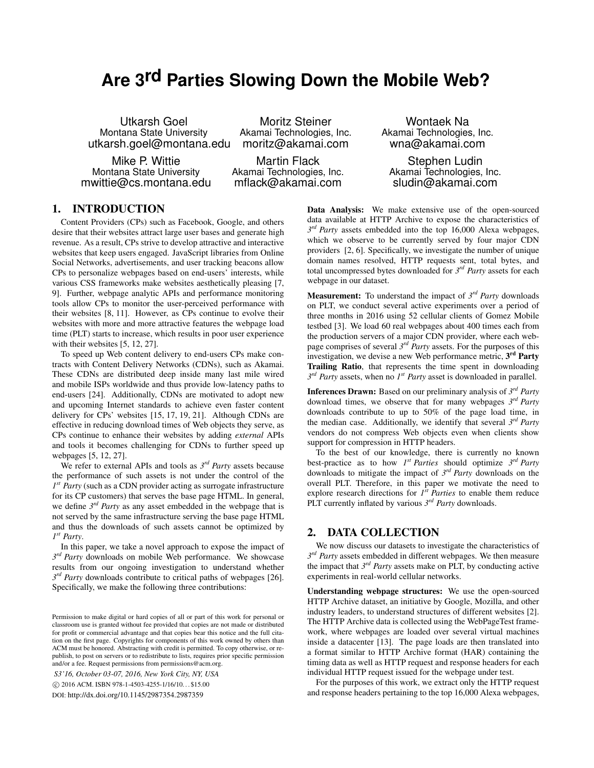# Are 3rd Parties Slowing Down the Mobile Web?

Utkarsh Goel
Montana State University
utkarsh.goel@montana.edu

Moritz Steiner
Akamai Technologies, Inc.
moritz@akamai.com

Wontaek Na
Akamai Technologies, Inc.
wna@akamai.com

Mike P. Wittie
Montana State University
mwittie@cs.montana.edu

Martin Flack
Akamai Technologies, Inc.
mflack@akamai.com

Stephen Ludin
Akamai Technologies, Inc.
sludin@akamai.com

## 1. INTRODUCTION

Content Providers (CPs) such as Facebook, Google, and others desire that their websites attract large user bases and generate high revenue. As a result, CPs strive to develop attractive and interactive websites that keep users engaged. JavaScript libraries from Online Social Networks, advertisements, and user tracking beacons allow CPs to personalize webpages based on end-users' interests, while various CSS frameworks make websites aesthetically pleasing [7, 9]. Further, webpage analytic APIs and performance monitoring tools allow CPs to monitor the user-perceived performance with their websites [8, 11]. However, as CPs continue to evolve their websites with more and more attractive features the webpage load time (PLT) starts to increase, which results in poor user experience with their websites [5, 12, 27].

To speed up Web content delivery to end-users CPs make contracts with Content Delivery Networks (CDNs), such as Akamai. These CDNs are distributed deep inside many last mile wired and mobile ISPs worldwide and thus provide low-latency paths to end-users [24]. Additionally, CDNs are motivated to adopt new and upcoming Internet standards to achieve even faster content delivery for CPs' websites [15, 17, 19, 21]. Although CDNs are effective in reducing download times of Web objects they serve, as CPs continue to enhance their websites by adding *external* APIs and tools it becomes challenging for CDNs to further speed up webpages [5, 12, 27].

We refer to external APIs and tools as *3rd Party* assets because the performance of such assets is not under the control of the *1st Party* (such as a CDN provider acting as surrogate infrastructure for its CP customers) that serves the base page HTML. In general, we define *3rd Party* as any asset embedded in the webpage that is not served by the same infrastructure serving the base page HTML and thus the downloads of such assets cannot be optimized by *1st Party*.

In this paper, we take a novel approach to expose the impact of *3rd Party* downloads on mobile Web performance. We showcase results from our ongoing investigation to understand whether *3rd Party* downloads contribute to critical paths of webpages [26]. Specifically, we make the following three contributions:

**Data Analysis:** We make extensive use of the open-sourced data available at HTTP Archive to expose the characteristics of *3rd Party* assets embedded into the top 16,000 Alexa webpages, which we observe to be currently served by four major CDN providers [2, 6]. Specifically, we investigate the number of unique domain names resolved, HTTP requests sent, total bytes, and total uncompressed bytes downloaded for *3rd Party* assets for each webpage in our dataset.

**Measurement:** To understand the impact of *3rd Party* downloads on PLT, we conduct several active experiments over a period of three months in 2016 using 52 cellular clients of Gomez Mobile testbed [3]. We load 60 real webpages about 400 times each from the production servers of a major CDN provider, where each webpage comprises of several *3rd Party* assets. For the purposes of this investigation, we devise a new Web performance metric, **3rd Party Trailing Ratio**, that represents the time spent in downloading *3rd Party* assets, when no *1st Party* asset is downloaded in parallel.

**Inferences Drawn:** Based on our preliminary analysis of *3rd Party* download times, we observe that for many webpages *3rd Party* downloads contribute to up to 50% of the page load time, in the median case. Additionally, we identify that several *3rd Party* vendors do not compress Web objects even when clients show support for compression in HTTP headers.

To the best of our knowledge, there is currently no known best-practice as to how *1st Parties* should optimize *3rd Party* downloads to mitigate the impact of *3rd Party* downloads on the overall PLT. Therefore, in this paper we motivate the need to explore research directions for *1st Parties* to enable them reduce PLT currently inflated by various *3rd Party* downloads.

## 2. DATA COLLECTION

We now discuss our datasets to investigate the characteristics of *3rd Party* assets embedded in different webpages. We then measure the impact that *3rd Party* assets make on PLT, by conducting active experiments in real-world cellular networks.

**Understanding webpage structures:** We use the open-sourced HTTP Archive dataset, an initiative by Google, Mozilla, and other industry leaders, to understand structures of different websites [2]. The HTTP Archive data is collected using the WebPageTest framework, where webpages are loaded over several virtual machines inside a datacenter [13]. The page loads are then translated into a format similar to HTTP Archive format (HAR) containing the timing data as well as HTTP request and response headers for each individual HTTP request issued for the webpage under test.

For the purposes of this work, we extract only the HTTP request and response headers pertaining to the top 16,000 Alexa webpages,

Permission to make digital or hard copies of all or part of this work for personal or classroom use is granted without fee provided that copies are not made or distributed for profit or commercial advantage and that copies bear this notice and the full citation on the first page. Copyrights for components of this work owned by others than ACM must be honored. Abstracting with credit is permitted. To copy otherwise, or republish, to post on servers or to redistribute to lists, requires prior specific permission and/or a fee. Request permissions from permissions@acm.org.

*S3'16, October 03-07, 2016, New York City, NY, USA*
© 2016 ACM. ISBN 978-1-4503-4255-1/16/10...$15.00
DOI: http://dx.doi.org/10.1145/2987354.2987359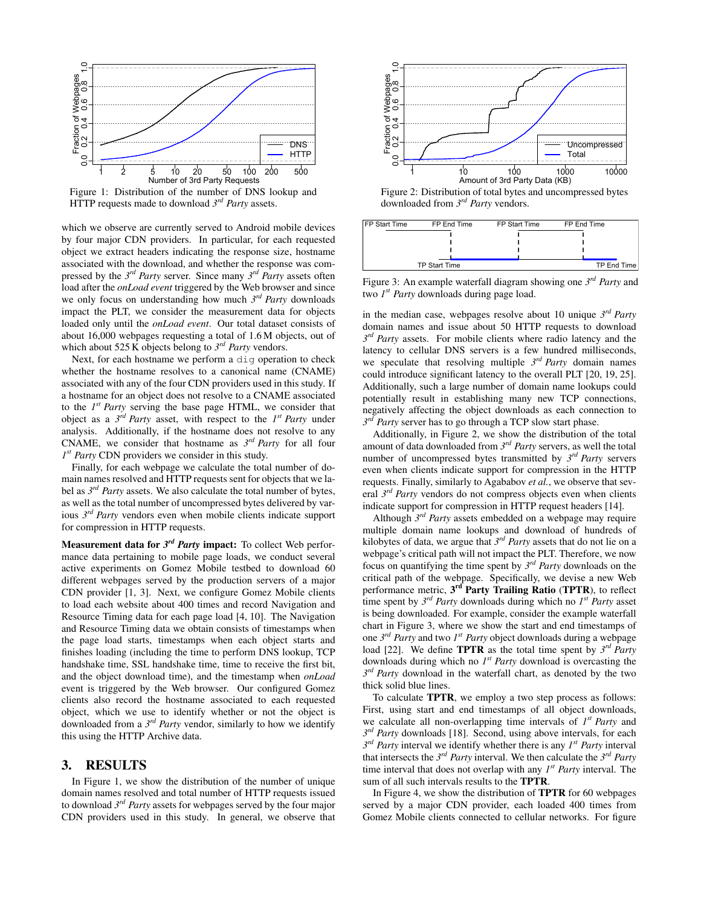Figure 1: Distribution of the number of DNS lookup and HTTP requests made to download *3rd Party* assets.

Figure 2: Distribution of total bytes and uncompressed bytes downloaded from *3rd Party* vendors.

Figure 3: An example waterfall diagram showing one *3rd Party* and two *1st Party* downloads during page load.

which we observe are currently served to Android mobile devices by four major CDN providers. In particular, for each requested object we extract headers indicating the response size, hostname associated with the download, and whether the response was compressed by the *3rd Party* server. Since many *3rd Party* assets often load after the *onLoad event* triggered by the Web browser and since we only focus on understanding how much *3rd Party* downloads impact the PLT, we consider the measurement data for objects loaded only until the *onLoad event*. Our total dataset consists of about 16,000 webpages requesting a total of 1.6 M objects, out of which about 525 K objects belong to *3rd Party* vendors.

Next, for each hostname we perform a `dig` operation to check whether the hostname resolves to a canonical name (CNAME) associated with any of the four CDN providers used in this study. If a hostname for an object does not resolve to a CNAME associated to the *1st Party* serving the base page HTML, we consider that object as a *3rd Party* asset, with respect to the *1st Party* under analysis. Additionally, if the hostname does not resolve to any CNAME, we consider that hostname as *3rd Party* for all four *1st Party* CDN providers we consider in this study.

Finally, for each webpage we calculate the total number of domain names resolved and HTTP requests sent for objects that we label as *3rd Party* assets. We also calculate the total number of bytes, as well as the total number of uncompressed bytes delivered by various *3rd Party* vendors even when mobile clients indicate support for compression in HTTP requests.

**Measurement data for *3rd Party* impact:** To collect Web performance data pertaining to mobile page loads, we conduct several active experiments on Gomez Mobile testbed to download 60 different webpages served by the production servers of a major CDN provider [1, 3]. Next, we configure Gomez Mobile clients to load each website about 400 times and record Navigation and Resource Timing data for each page load [4, 10]. The Navigation and Resource Timing data we obtain consists of timestamps when the page load starts, timestamps when each object starts and finishes loading (including the time to perform DNS lookup, TCP handshake time, SSL handshake time, time to receive the first bit, and the object download time), and the timestamp when *onLoad* event is triggered by the Web browser. Our configured Gomez clients also record the hostname associated to each requested object, which we use to identify whether or not the object is downloaded from a *3rd Party* vendor, similarly to how we identify this using the HTTP Archive data.

## 3. RESULTS

In Figure 1, we show the distribution of the number of unique domain names resolved and total number of HTTP requests issued to download *3rd Party* assets for webpages served by the four major CDN providers used in this study. In general, we observe that in the median case, webpages resolve about 10 unique *3rd Party* domain names and issue about 50 HTTP requests to download *3rd Party* assets. For mobile clients where radio latency and the latency to cellular DNS servers is a few hundred milliseconds, we speculate that resolving multiple *3rd Party* domain names could introduce significant latency to the overall PLT [20, 19, 25]. Additionally, such a large number of domain name lookups could potentially result in establishing many new TCP connections, negatively affecting the object downloads as each connection to *3rd Party* server has to go through a TCP slow start phase.

Additionally, in Figure 2, we show the distribution of the total amount of data downloaded from *3rd Party* servers, as well the total number of uncompressed bytes transmitted by *3rd Party* servers even when clients indicate support for compression in the HTTP requests. Finally, similarly to Agababov *et al.*, we observe that several *3rd Party* vendors do not compress objects even when clients indicate support for compression in HTTP request headers [14].

Although *3rd Party* assets embedded on a webpage may require multiple domain name lookups and download of hundreds of kilobytes of data, we argue that *3rd Party* assets that do not lie on a webpage's critical path will not impact the PLT. Therefore, we now focus on quantifying the time spent by *3rd Party* downloads on the critical path of the webpage. Specifically, we devise a new Web performance metric, **3rd Party Trailing Ratio** (**TPTR**), to reflect time spent by *3rd Party* downloads during which no *1st Party* asset is being downloaded. For example, consider the example waterfall chart in Figure 3, where we show the start and end timestamps of one *3rd Party* and two *1st Party* object downloads during a webpage load [22]. We define **TPTR** as the total time spent by *3rd Party* downloads during which no *1st Party* download is overcasting the *3rd Party* download in the waterfall chart, as denoted by the two thick solid blue lines.

To calculate **TPTR**, we employ a two step process as follows: First, using start and end timestamps of all object downloads, we calculate all non-overlapping time intervals of *1st Party* and *3rd Party* downloads [18]. Second, using above intervals, for each *3rd Party* interval we identify whether there is any *1st Party* interval that intersects the *3rd Party* interval. We then calculate the *3rd Party* time interval that does not overlap with any *1st Party* interval. The sum of all such intervals results to the **TPTR**.

In Figure 4, we show the distribution of **TPTR** for 60 webpages served by a major CDN provider, each loaded 400 times from Gomez Mobile clients connected to cellular networks. For figure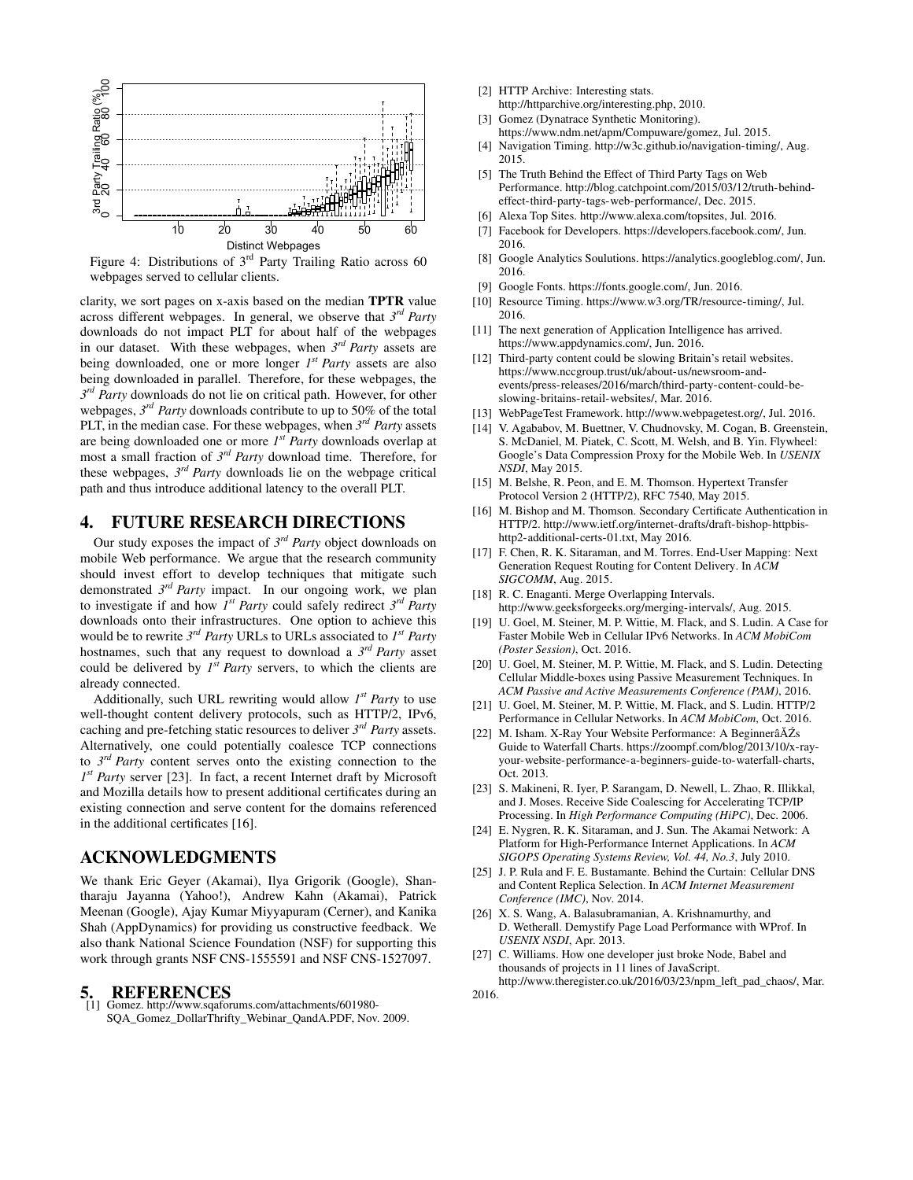3rd Party Trailing Ratio (%)

0 20 40 60 80 100

10 20 30 40 50 60

Distinct Webpages

Figure 4: Distributions of 3[rd] Party Trailing Ratio across 60 webpages served to cellular clients.

clarity, we sort pages on x-axis based on the median **TPTR** value across different webpages. In general, we observe that *3[rd] Party* downloads do not impact PLT for about half of the webpages in our dataset. With these webpages, when *3[rd] Party* assets are being downloaded, one or more longer *1[st] Party* assets are also being downloaded in parallel. Therefore, for these webpages, the *3[rd] Party* downloads do not lie on critical path. However, for other webpages, *3[rd] Party* downloads contribute to up to 50% of the total PLT, in the median case. For these webpages, when *3[rd] Party* assets are being downloaded one or more *1[st] Party* downloads overlap at most a small fraction of *3[rd] Party* download time. Therefore, for these webpages, *3[rd] Party* downloads lie on the webpage critical path and thus introduce additional latency to the overall PLT.

## 4. FUTURE RESEARCH DIRECTIONS

Our study exposes the impact of *3[rd] Party* object downloads on mobile Web performance. We argue that the research community should invest effort to develop techniques that mitigate such demonstrated *3[rd] Party* impact. In our ongoing work, we plan to investigate if and how *1[st] Party* could safely redirect *3[rd] Party* downloads onto their infrastructures. One option to achieve this would be to rewrite *3[rd] Party* URLs to URLs associated to *1[st] Party* hostnames, such that any request to download a *3[rd] Party* asset could be delivered by *1[st] Party* servers, to which the clients are already connected.

Additionally, such URL rewriting would allow *1[st] Party* to use well-thought content delivery protocols, such as HTTP/2, IPv6, caching and pre-fetching static resources to deliver *3[rd] Party* assets. Alternatively, one could potentially coalesce TCP connections to *3[rd] Party* content serves onto the existing connection to the *1[st] Party* server [23]. In fact, a recent Internet draft by Microsoft and Mozilla details how to present additional certificates during an existing connection and serve content for the domains referenced in the additional certificates [16].

## ACKNOWLEDGMENTS

We thank Eric Geyer (Akamai), Ilya Grigorik (Google), Shantharaju Jayanna (Yahoo!), Andrew Kahn (Akamai), Patrick Meenan (Google), Ajay Kumar Miyyapuram (Cerner), and Kanika Shah (AppDynamics) for providing us constructive feedback. We also thank National Science Foundation (NSF) for supporting this work through grants NSF CNS-1555591 and NSF CNS-1527097.

## 5. REFERENCES

[1] Gomez. http://www.sqaforums.com/attachments/601980-SQA_Gomez_DollarThrifty_Webinar_QandA.PDF, Nov. 2009.

[2] HTTP Archive: Interesting stats. http://httparchive.org/interesting.php, 2010.

[3] Gomez (Dynatrace Synthetic Monitoring). https://www.ndm.net/apm/Compuware/gomez, Jul. 2015.

[4] Navigation Timing. http://w3c.github.io/navigation-timing/, Aug. 2015.

[5] The Truth Behind the Effect of Third Party Tags on Web Performance. http://blog.catchpoint.com/2015/03/12/truth-behind-effect-third-party-tags-web-performance/, Dec. 2015.

[6] Alexa Top Sites. http://www.alexa.com/topsites, Jul. 2016.

[7] Facebook for Developers. https://developers.facebook.com/, Jun. 2016.

[8] Google Analytics Soulutions. https://analytics.googleblog.com/, Jun. 2016.

[9] Google Fonts. https://fonts.google.com/, Jun. 2016.

[10] Resource Timing. https://www.w3.org/TR/resource-timing/, Jul. 2016.

[11] The next generation of Application Intelligence has arrived. https://www.appdynamics.com/, Jun. 2016.

[12] Third-party content could be slowing Britain's retail websites. https://www.nccgroup.trust/uk/about-us/newsroom-and-events/press-releases/2016/march/third-party-content-could-be-slowing-britains-retail-websites/, Mar. 2016.

[13] WebPageTest Framework. http://www.webpagetest.org/, Jul. 2016.

[14] V. Agababov, M. Buettner, V. Chudnovsky, M. Cogan, B. Greenstein, S. McDaniel, M. Piatek, C. Scott, M. Welsh, and B. Yin. Flywheel: Google's Data Compression Proxy for the Mobile Web. In *USENIX NSDI*, May 2015.

[15] M. Belshe, R. Peon, and E. M. Thomson. Hypertext Transfer Protocol Version 2 (HTTP/2), RFC 7540, May 2015.

[16] M. Bishop and M. Thomson. Secondary Certificate Authentication in HTTP/2. http://www.ietf.org/internet-drafts/draft-bishop-httpbis-http2-additional-certs-01.txt, May 2016.

[17] F. Chen, R. K. Sitaraman, and M. Torres. End-User Mapping: Next Generation Request Routing for Content Delivery. In *ACM SIGCOMM*, Aug. 2015.

[18] R. C. Enaganti. Merge Overlapping Intervals. http://www.geeksforgeeks.org/merging-intervals/, Aug. 2015.

[19] U. Goel, M. Steiner, M. P. Wittie, M. Flack, and S. Ludin. A Case for Faster Mobile Web in Cellular IPv6 Networks. In *ACM MobiCom (Poster Session)*, Oct. 2016.

[20] U. Goel, M. Steiner, M. P. Wittie, M. Flack, and S. Ludin. Detecting Cellular Middle-boxes using Passive Measurement Techniques. In *ACM Passive and Active Measurements Conference (PAM)*, 2016.

[21] U. Goel, M. Steiner, M. P. Wittie, M. Flack, and S. Ludin. HTTP/2 Performance in Cellular Networks. In *ACM MobiCom*, Oct. 2016.

[22] M. Isham. X-Ray Your Website Performance: A BeginnerâĂŹs Guide to Waterfall Charts. https://zoompf.com/blog/2013/10/x-ray-your-website-performance-a-beginners-guide-to-waterfall-charts, Oct. 2013.

[23] S. Makineni, R. Iyer, P. Sarangam, D. Newell, L. Zhao, R. Illikkal, and J. Moses. Receive Side Coalescing for Accelerating TCP/IP Processing. In *High Performance Computing (HiPC)*, Dec. 2006.

[24] E. Nygren, R. K. Sitaraman, and J. Sun. The Akamai Network: A Platform for High-Performance Internet Applications. In *ACM SIGOPS Operating Systems Review, Vol. 44, No.3*, July 2010.

[25] J. P. Rula and F. E. Bustamante. Behind the Curtain: Cellular DNS and Content Replica Selection. In *ACM Internet Measurement Conference (IMC)*, Nov. 2014.

[26] X. S. Wang, A. Balasubramanian, A. Krishnamurthy, and D. Wetherall. Demystify Page Load Performance with WProf. In *USENIX NSDI*, Apr. 2013.

[27] C. Williams. How one developer just broke Node, Babel and thousands of projects in 11 lines of JavaScript. http://www.theregister.co.uk/2016/03/23/npm_left_pad_chaos/, Mar. 2016.